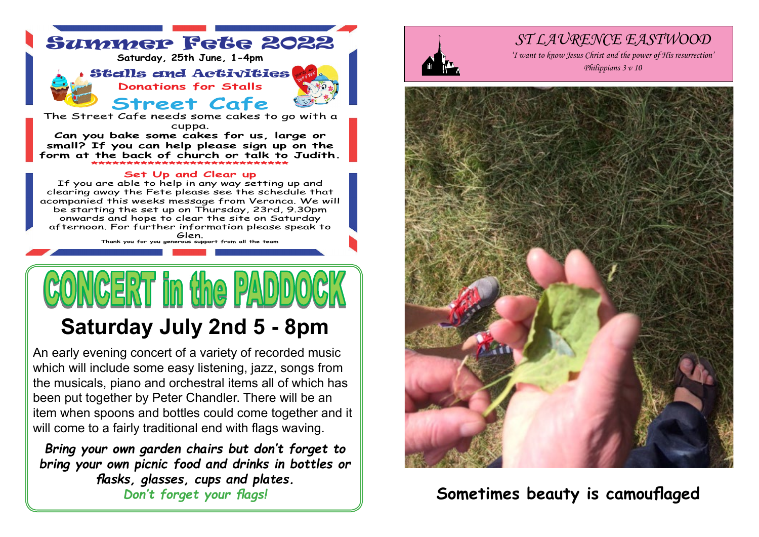# Summer Fete 2022

**Saturday, 25th June, 1-4pm**

## Stalls and Activities

**Donations for Stalls**

## Street Cafe

The Street Cafe needs some cakes to go with a cuppa.

**Can you bake some cakes for us, large or small? If you can help please sign up on the form at the back of church or talk to Judith.**

********************************

### Set Up and Clear up

If you are able to help in any way setting up and clearing away the Fete please see the schedule that acompanied this weeks message from Veronca. We will be starting the set up on Thursday, 23rd, 9.30pm onwards and hope to clear the site on Saturday afternoon. For further information please speak to Glen.

Thank you for you generous support from all the team

# CONCERT in the PADDOCK

## Saturday July 2nd 5 - 8pm

An early evening concert of a variety of recorded music which will include some easy listening, jazz, songs from the musicals, piano and orchestral items all of which has been put together by Peter Chandler. There will be an item when spoons and bottles could come together and it will come to a fairly traditional end with flags waving.

***Bring your own garden chairs but don't forget to bring your own picnic food and drinks in bottles or flasks, glasses, cups and plates.***

*Don't forget your flags!*

# ST LAURENCE EASTWOOD

*'I want to know Jesus Christ and the power of His resurrection'*

*Philippians 3 v 10*

**Sometimes beauty is camouflaged**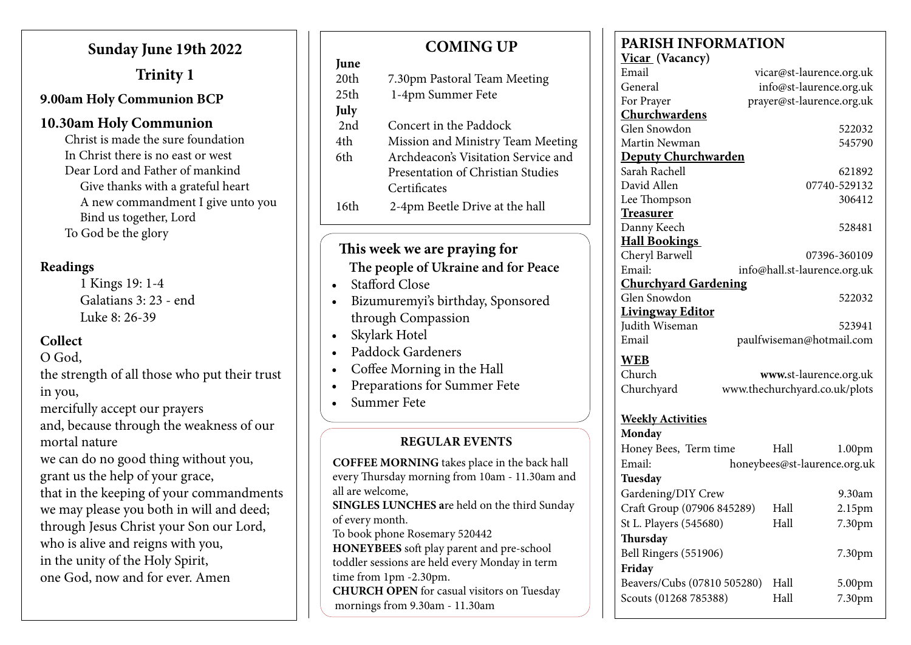## Sunday June 19th 2022

## Trinity 1

**9.00am Holy Communion BCP**

### 10.30am Holy Communion

Christ is made the sure foundation
In Christ there is no east or west
Dear Lord and Father of mankind
Give thanks with a grateful heart
A new commandment I give unto you
Bind us together, Lord
To God be the glory

**Readings**

1 Kings 19: 1-4
Galatians 3: 23 - end
Luke 8: 26-39

**Collect**

O God,
the strength of all those who put their trust in you,
mercifully accept our prayers
and, because through the weakness of our mortal nature
we can do no good thing without you,
grant us the help of your grace,
that in the keeping of your commandments
we may please you both in will and deed;
through Jesus Christ your Son our Lord,
who is alive and reigns with you,
in the unity of the Holy Spirit,
one God, now and for ever. Amen

## COMING UP

**June**

| | |
|---|---|
| 20th | 7.30pm Pastoral Team Meeting |
| 25th | 1-4pm Summer Fete |

**July**

| | |
|---|---|
| 2nd | Concert in the Paddock |
| 4th | Mission and Ministry Team Meeting |
| 6th | Archdeacon's Visitation Service and Presentation of Christian Studies Certificates |
| 16th | 2-4pm Beetle Drive at the hall |

### This week we are praying for

**The people of Ukraine and for Peace**

- Stafford Close
- Bizumuremyi's birthday, Sponsored through Compassion
- Skylark Hotel
- Paddock Gardeners
- Coffee Morning in the Hall
- Preparations for Summer Fete
- Summer Fete

### REGULAR EVENTS

**COFFEE MORNING** takes place in the back hall every Thursday morning from 10am - 11.30am and all are welcome,

**SINGLES LUNCHES a**re held on the third Sunday of every month.
To book phone Rosemary 520442

**HONEYBEES** soft play parent and pre-school toddler sessions are held every Monday in term time from 1pm -2.30pm.

**CHURCH OPEN** for casual visitors on Tuesday mornings from 9.30am - 11.30am

## PARISH INFORMATION

**Vicar (Vacancy)**

| | |
|---|---|
| Email | vicar@st-laurence.org.uk |
| General | info@st-laurence.org.uk |
| For Prayer | prayer@st-laurence.org.uk |

**Churchwardens**

| | |
|---|---|
| Glen Snowdon | 522032 |
| Martin Newman | 545790 |

**Deputy Churchwarden**

| | |
|---|---|
| Sarah Rachell | 621892 |
| David Allen | 07740-529132 |
| Lee Thompson | 306412 |

**Treasurer**

| | |
|---|---|
| Danny Keech | 528481 |

**Hall Bookings**

| | |
|---|---|
| Cheryl Barwell | 07396-360109 |
| Email: | info@hall.st-laurence.org.uk |

**Churchyard Gardening**

| | |
|---|---|
| Glen Snowdon | 522032 |

**Livingway Editor**

| | |
|---|---|
| Judith Wiseman | 523941 |
| Email | paulfwiseman@hotmail.com |

**WEB**

| | |
|---|---|
| Church | **www.**st-laurence.org.uk |
| Churchyard | www.thechurchyard.co.uk/plots |

**Weekly Activities**

**Monday**

| | | |
|---|---|---|
| Honey Bees, Term time | Hall | 1.00pm |
| Email: | honeybees@st-laurence.org.uk | |

**Tuesday**

| | | |
|---|---|---|
| Gardening/DIY Crew | | 9.30am |
| Craft Group (07906 845289) | Hall | 2.15pm |
| St L. Players (545680) | Hall | 7.30pm |

**Thursday**

| | | |
|---|---|---|
| Bell Ringers (551906) | | 7.30pm |

**Friday**

| | | |
|---|---|---|
| Beavers/Cubs (07810 505280) | Hall | 5.00pm |
| Scouts (01268 785388) | Hall | 7.30pm |